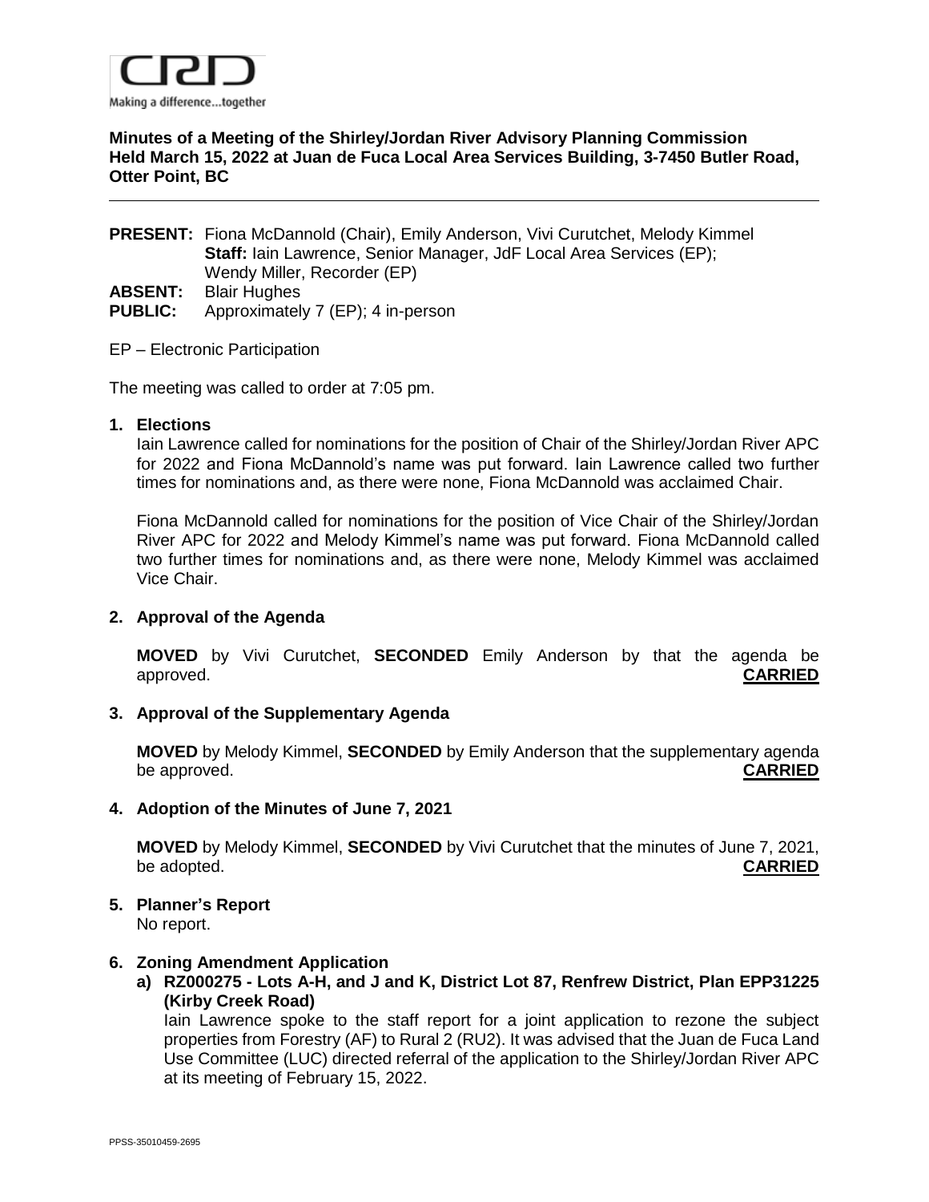Making a difference...together

**Minutes of a Meeting of the Shirley/Jordan River Advisory Planning Commission Held March 15, 2022 at Juan de Fuca Local Area Services Building, 3-7450 Butler Road, Otter Point, BC**

---

**PRESENT:** Fiona McDannold (Chair), Emily Anderson, Vivi Curutchet, Melody Kimmel
**Staff:** Iain Lawrence, Senior Manager, JdF Local Area Services (EP); Wendy Miller, Recorder (EP)
**ABSENT:** Blair Hughes
**PUBLIC:** Approximately 7 (EP); 4 in-person

EP – Electronic Participation

The meeting was called to order at 7:05 pm.

**1. Elections**

Iain Lawrence called for nominations for the position of Chair of the Shirley/Jordan River APC for 2022 and Fiona McDannold's name was put forward. Iain Lawrence called two further times for nominations and, as there were none, Fiona McDannold was acclaimed Chair.

Fiona McDannold called for nominations for the position of Vice Chair of the Shirley/Jordan River APC for 2022 and Melody Kimmel's name was put forward. Fiona McDannold called two further times for nominations and, as there were none, Melody Kimmel was acclaimed Vice Chair.

**2. Approval of the Agenda**

**MOVED** by Vivi Curutchet, **SECONDED** Emily Anderson by that the agenda be approved. **CARRIED**

**3. Approval of the Supplementary Agenda**

**MOVED** by Melody Kimmel, **SECONDED** by Emily Anderson that the supplementary agenda be approved. **CARRIED**

**4. Adoption of the Minutes of June 7, 2021**

**MOVED** by Melody Kimmel, **SECONDED** by Vivi Curutchet that the minutes of June 7, 2021, be adopted. **CARRIED**

**5. Planner's Report**

No report.

**6. Zoning Amendment Application**

**a) RZ000275 - Lots A-H, and J and K, District Lot 87, Renfrew District, Plan EPP31225 (Kirby Creek Road)**

Iain Lawrence spoke to the staff report for a joint application to rezone the subject properties from Forestry (AF) to Rural 2 (RU2). It was advised that the Juan de Fuca Land Use Committee (LUC) directed referral of the application to the Shirley/Jordan River APC at its meeting of February 15, 2022.

PPSS-35010459-2695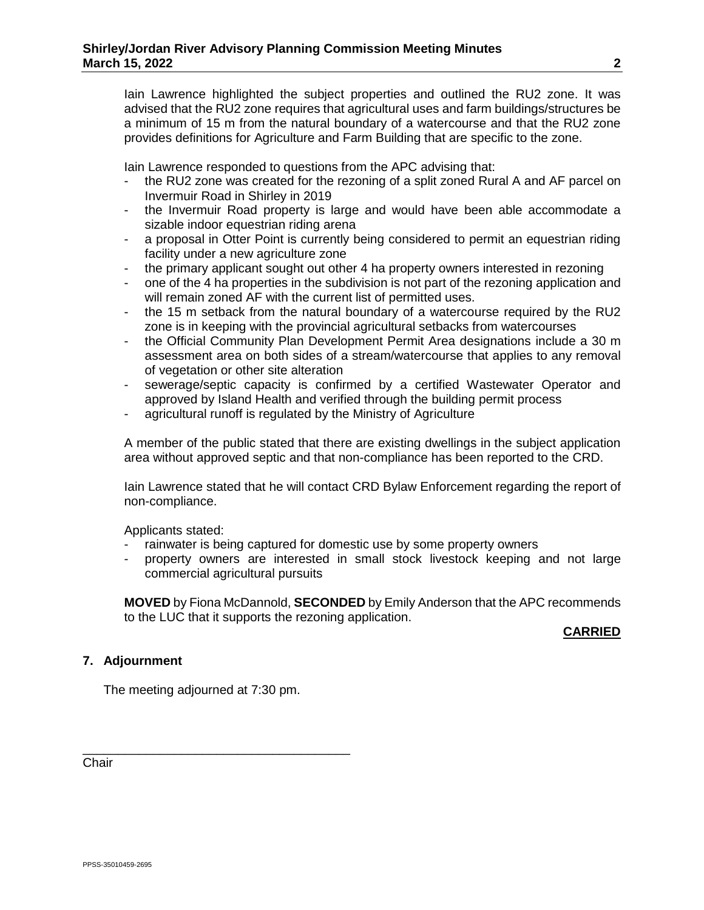Iain Lawrence highlighted the subject properties and outlined the RU2 zone. It was advised that the RU2 zone requires that agricultural uses and farm buildings/structures be a minimum of 15 m from the natural boundary of a watercourse and that the RU2 zone provides definitions for Agriculture and Farm Building that are specific to the zone.

Iain Lawrence responded to questions from the APC advising that:

- the RU2 zone was created for the rezoning of a split zoned Rural A and AF parcel on Invermuir Road in Shirley in 2019
- the Invermuir Road property is large and would have been able accommodate a sizable indoor equestrian riding arena
- a proposal in Otter Point is currently being considered to permit an equestrian riding facility under a new agriculture zone
- the primary applicant sought out other 4 ha property owners interested in rezoning
- one of the 4 ha properties in the subdivision is not part of the rezoning application and will remain zoned AF with the current list of permitted uses.
- the 15 m setback from the natural boundary of a watercourse required by the RU2 zone is in keeping with the provincial agricultural setbacks from watercourses
- the Official Community Plan Development Permit Area designations include a 30 m assessment area on both sides of a stream/watercourse that applies to any removal of vegetation or other site alteration
- sewerage/septic capacity is confirmed by a certified Wastewater Operator and approved by Island Health and verified through the building permit process
- agricultural runoff is regulated by the Ministry of Agriculture

A member of the public stated that there are existing dwellings in the subject application area without approved septic and that non-compliance has been reported to the CRD.

Iain Lawrence stated that he will contact CRD Bylaw Enforcement regarding the report of non-compliance.

Applicants stated:

- rainwater is being captured for domestic use by some property owners
- property owners are interested in small stock livestock keeping and not large commercial agricultural pursuits

**MOVED** by Fiona McDannold, **SECONDED** by Emily Anderson that the APC recommends to the LUC that it supports the rezoning application.

**CARRIED**

## 7. Adjournment

The meeting adjourned at 7:30 pm.

\_\_\_\_\_\_\_\_\_\_\_\_\_\_\_\_\_\_\_\_\_\_\_\_\_\_\_\_\_\_\_\_\_\_\_\_\_\_

Chair

PPSS-35010459-2695